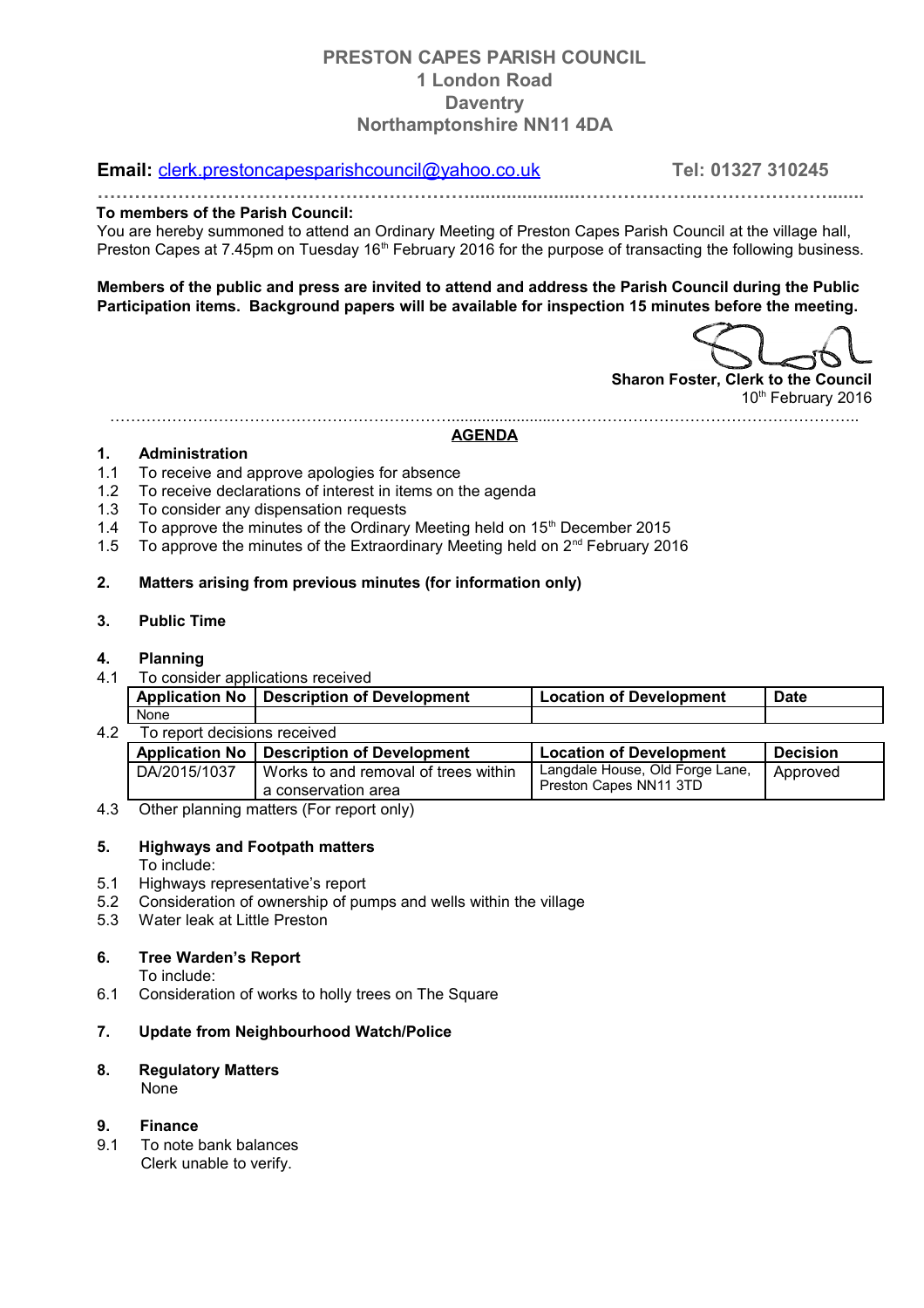# PRESTON CAPES PARISH COUNCIL
## 1 London Road
## Daventry
## Northamptonshire NN11 4DA

**Email:** clerk.prestoncapesparishcouncil@yahoo.co.uk **Tel: 01327 310245**

---

**To members of the Parish Council:**

You are hereby summoned to attend an Ordinary Meeting of Preston Capes Parish Council at the village hall, Preston Capes at 7.45pm on Tuesday 16th February 2016 for the purpose of transacting the following business.

**Members of the public and press are invited to attend and address the Parish Council during the Public Participation items. Background papers will be available for inspection 15 minutes before the meeting.**

**Sharon Foster, Clerk to the Council**
10th February 2016

---

## AGENDA

**1. Administration**

1.1 To receive and approve apologies for absence
1.2 To receive declarations of interest in items on the agenda
1.3 To consider any dispensation requests
1.4 To approve the minutes of the Ordinary Meeting held on 15th December 2015
1.5 To approve the minutes of the Extraordinary Meeting held on 2nd February 2016

**2. Matters arising from previous minutes (for information only)**

**3. Public Time**

**4. Planning**

4.1 To consider applications received

| Application No | Description of Development | Location of Development | Date |
|---|---|---|---|
| None | | | |

4.2 To report decisions received

| Application No | Description of Development | Location of Development | Decision |
|---|---|---|---|
| DA/2015/1037 | Works to and removal of trees within a conservation area | Langdale House, Old Forge Lane, Preston Capes NN11 3TD | Approved |

4.3 Other planning matters (For report only)

**5. Highways and Footpath matters**

To include:

5.1 Highways representative's report
5.2 Consideration of ownership of pumps and wells within the village
5.3 Water leak at Little Preston

**6. Tree Warden's Report**

To include:

6.1 Consideration of works to holly trees on The Square

**7. Update from Neighbourhood Watch/Police**

**8. Regulatory Matters**

None

**9. Finance**

9.1 To note bank balances
Clerk unable to verify.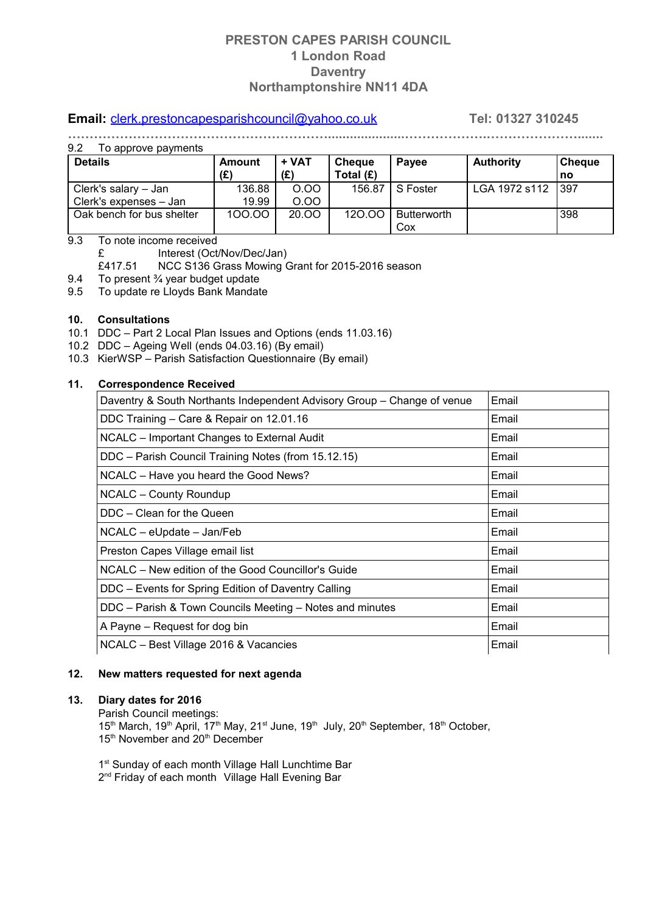**PRESTON CAPES PARISH COUNCIL**
**1 London Road**
**Daventry**
**Northamptonshire NN11 4DA**

**Email:** clerk.prestoncapesparishcouncil@yahoo.co.uk **Tel: 01327 310245**

9.2 To approve payments

| Details | Amount (£) | + VAT (£) | Cheque Total (£) | Payee | Authority | Cheque no |
|---|---|---|---|---|---|---|
| Clerk's salary – Jan<br>Clerk's expenses – Jan | 136.88<br>19.99 | 0.00<br>0.00 | 156.87 | S Foster | LGA 1972 s112 | 397 |
| Oak bench for bus shelter | 100.00 | 20.00 | 120.00 | Butterworth Cox | | 398 |

9.3 To note income received

£ Interest (Oct/Nov/Dec/Jan)

£417.51 NCC S136 Grass Mowing Grant for 2015-2016 season

9.4 To present ¾ year budget update

9.5 To update re Lloyds Bank Mandate

## 10. Consultations

10.1 DDC – Part 2 Local Plan Issues and Options (ends 11.03.16)

10.2 DDC – Ageing Well (ends 04.03.16) (By email)

10.3 KierWSP – Parish Satisfaction Questionnaire (By email)

## 11. Correspondence Received

| | |
|---|---|
| Daventry & South Northants Independent Advisory Group – Change of venue | Email |
| DDC Training – Care & Repair on 12.01.16 | Email |
| NCALC – Important Changes to External Audit | Email |
| DDC – Parish Council Training Notes (from 15.12.15) | Email |
| NCALC – Have you heard the Good News? | Email |
| NCALC – County Roundup | Email |
| DDC – Clean for the Queen | Email |
| NCALC – eUpdate – Jan/Feb | Email |
| Preston Capes Village email list | Email |
| NCALC – New edition of the Good Councillor's Guide | Email |
| DDC – Events for Spring Edition of Daventry Calling | Email |
| DDC – Parish & Town Councils Meeting – Notes and minutes | Email |
| A Payne – Request for dog bin | Email |
| NCALC – Best Village 2016 & Vacancies | Email |

## 12. New matters requested for next agenda

## 13. Diary dates for 2016

Parish Council meetings:
15th March, 19th April, 17th May, 21st June, 19th July, 20th September, 18th October, 15th November and 20th December

1st Sunday of each month Village Hall Lunchtime Bar
2nd Friday of each month Village Hall Evening Bar